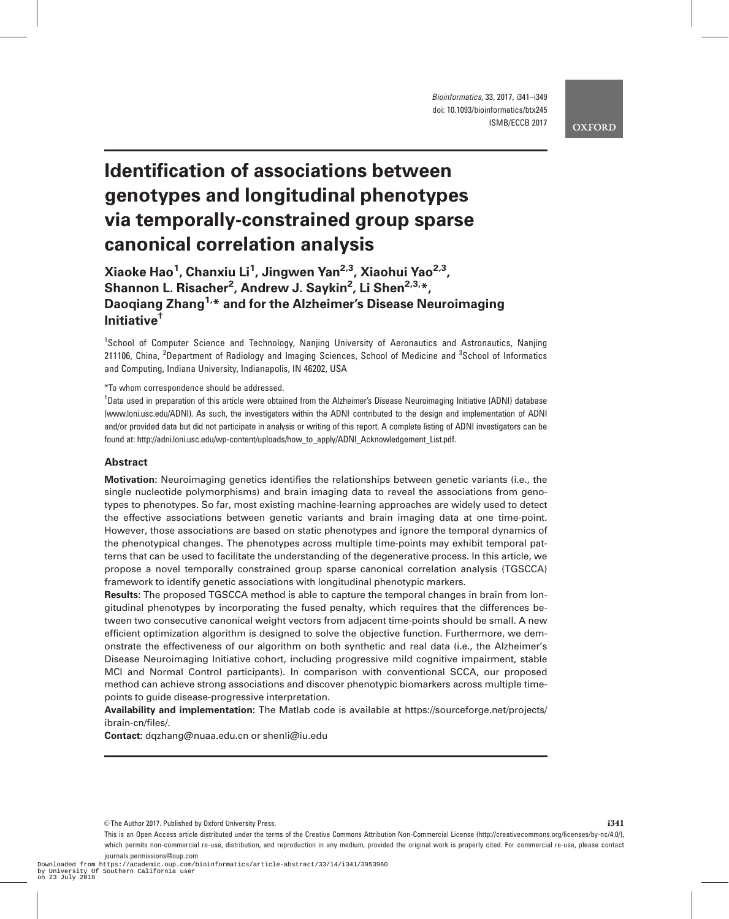# Identification of associations between genotypes and longitudinal phenotypes via temporally-constrained group sparse canonical correlation analysis

**Xiaoke Hao[1], Chanxiu Li[1], Jingwen Yan[2,3], Xiaohui Yao[2,3], Shannon L. Risacher[2], Andrew J. Saykin[2], Li Shen[2,3,*], Daoqiang Zhang[1,*] and for the Alzheimer's Disease Neuroimaging Initiative[†]**

[1]School of Computer Science and Technology, Nanjing University of Aeronautics and Astronautics, Nanjing 211106, China, [2]Department of Radiology and Imaging Sciences, School of Medicine and [3]School of Informatics and Computing, Indiana University, Indianapolis, IN 46202, USA

*To whom correspondence should be addressed.

[†]Data used in preparation of this article were obtained from the Alzheimer's Disease Neuroimaging Initiative (ADNI) database (www.loni.usc.edu/ADNI). As such, the investigators within the ADNI contributed to the design and implementation of ADNI and/or provided data but did not participate in analysis or writing of this report. A complete listing of ADNI investigators can be found at: http://adni.loni.usc.edu/wp-content/uploads/how_to_apply/ADNI_Acknowledgement_List.pdf.

## Abstract

**Motivation:** Neuroimaging genetics identifies the relationships between genetic variants (i.e., the single nucleotide polymorphisms) and brain imaging data to reveal the associations from genotypes to phenotypes. So far, most existing machine-learning approaches are widely used to detect the effective associations between genetic variants and brain imaging data at one time-point. However, those associations are based on static phenotypes and ignore the temporal dynamics of the phenotypical changes. The phenotypes across multiple time-points may exhibit temporal patterns that can be used to facilitate the understanding of the degenerative process. In this article, we propose a novel temporally constrained group sparse canonical correlation analysis (TGSCCA) framework to identify genetic associations with longitudinal phenotypic markers.

**Results:** The proposed TGSCCA method is able to capture the temporal changes in brain from longitudinal phenotypes by incorporating the fused penalty, which requires that the differences between two consecutive canonical weight vectors from adjacent time-points should be small. A new efficient optimization algorithm is designed to solve the objective function. Furthermore, we demonstrate the effectiveness of our algorithm on both synthetic and real data (i.e., the Alzheimer's Disease Neuroimaging Initiative cohort, including progressive mild cognitive impairment, stable MCI and Normal Control participants). In comparison with conventional SCCA, our proposed method can achieve strong associations and discover phenotypic biomarkers across multiple time-points to guide disease-progressive interpretation.

**Availability and implementation**: The Matlab code is available at https://sourceforge.net/projects/ibrain-cn/files/.

**Contact:** dqzhang@nuaa.edu.cn or shenli@iu.edu

© The Author 2017. Published by Oxford University Press.

This is an Open Access article distributed under the terms of the Creative Commons Attribution Non-Commercial License (http://creativecommons.org/licenses/by-nc/4.0/), which permits non-commercial re-use, distribution, and reproduction in any medium, provided the original work is properly cited. For commercial re-use, please contact journals.permissions@oup.com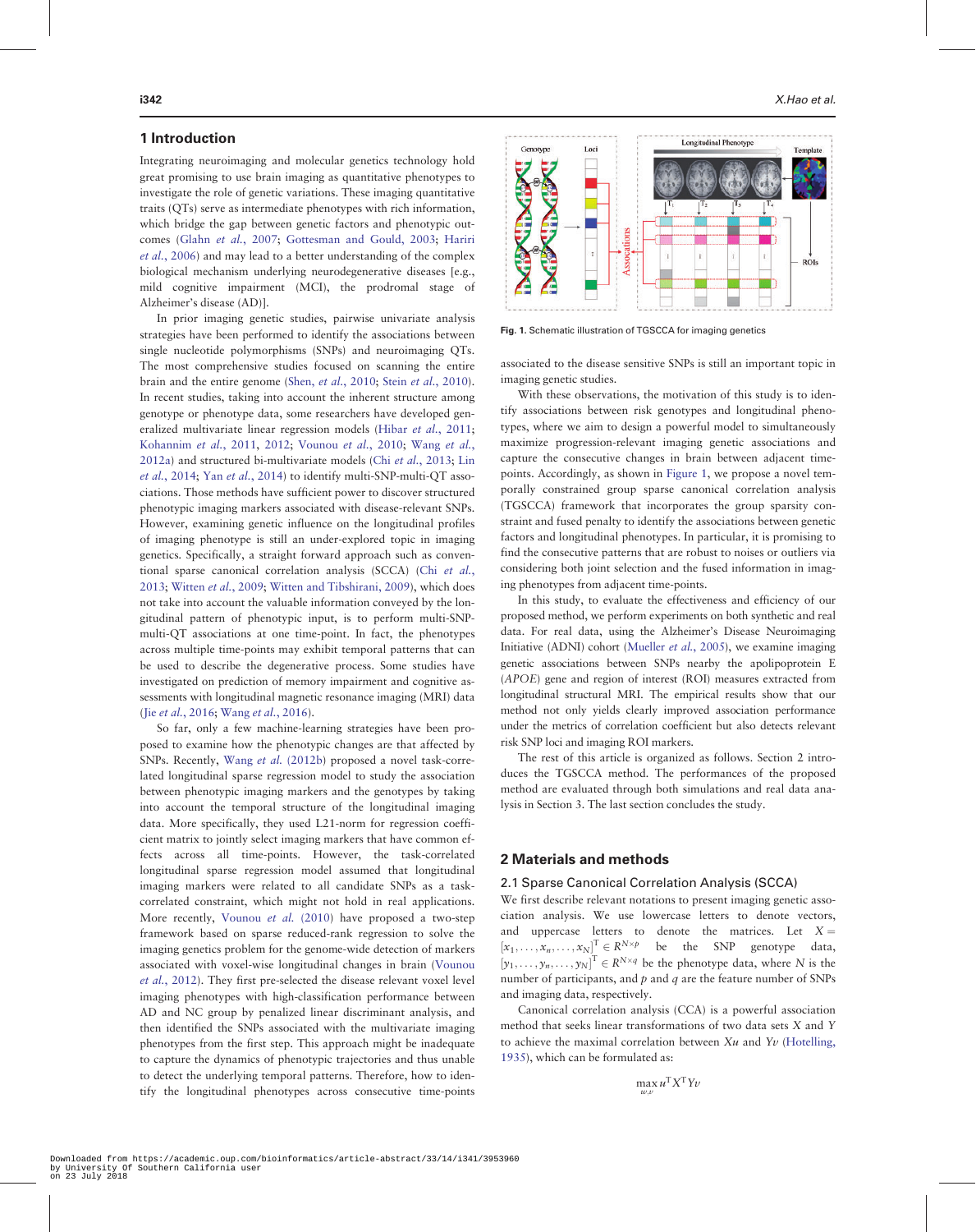## 1 Introduction

Integrating neuroimaging and molecular genetics technology hold great promising to use brain imaging as quantitative phenotypes to investigate the role of genetic variations. These imaging quantitative traits (QTs) serve as intermediate phenotypes with rich information, which bridge the gap between genetic factors and phenotypic outcomes (Glahn *et al.*, 2007; Gottesman and Gould, 2003; Hariri *et al.*, 2006) and may lead to a better understanding of the complex biological mechanism underlying neurodegenerative diseases [e.g., mild cognitive impairment (MCI), the prodromal stage of Alzheimer's disease (AD)].

In prior imaging genetic studies, pairwise univariate analysis strategies have been performed to identify the associations between single nucleotide polymorphisms (SNPs) and neuroimaging QTs. The most comprehensive studies focused on scanning the entire brain and the entire genome (Shen, *et al.*, 2010; Stein *et al.*, 2010). In recent studies, taking into account the inherent structure among genotype or phenotype data, some researchers have developed generalized multivariate linear regression models (Hibar *et al.*, 2011; Kohannim *et al.*, 2011, 2012; Vounou *et al.*, 2010; Wang *et al.*, 2012a) and structured bi-multivariate models (Chi *et al.*, 2013; Lin *et al.*, 2014; Yan *et al.*, 2014) to identify multi-SNP-multi-QT associations. Those methods have sufficient power to discover structured phenotypic imaging markers associated with disease-relevant SNPs. However, examining genetic influence on the longitudinal profiles of imaging phenotype is still an under-explored topic in imaging genetics. Specifically, a straight forward approach such as conventional sparse canonical correlation analysis (SCCA) (Chi *et al.*, 2013; Witten *et al.*, 2009; Witten and Tibshirani, 2009), which does not take into account the valuable information conveyed by the longitudinal pattern of phenotypic input, is to perform multi-SNP-multi-QT associations at one time-point. In fact, the phenotypes across multiple time-points may exhibit temporal patterns that can be used to describe the degenerative process. Some studies have investigated on prediction of memory impairment and cognitive assessments with longitudinal magnetic resonance imaging (MRI) data (Jie *et al.*, 2016; Wang *et al.*, 2016).

So far, only a few machine-learning strategies have been proposed to examine how the phenotypic changes are that affected by SNPs. Recently, Wang *et al.* (2012b) proposed a novel task-correlated longitudinal sparse regression model to study the association between phenotypic imaging markers and the genotypes by taking into account the temporal structure of the longitudinal imaging data. More specifically, they used L21-norm for regression coefficient matrix to jointly select imaging markers that have common effects across all time-points. However, the task-correlated longitudinal sparse regression model assumed that longitudinal imaging markers were related to all candidate SNPs as a task-correlated constraint, which might not hold in real applications. More recently, Vounou *et al.* (2010) have proposed a two-step framework based on sparse reduced-rank regression to solve the imaging genetics problem for the genome-wide detection of markers associated with voxel-wise longitudinal changes in brain (Vounou *et al.*, 2012). They first pre-selected the disease relevant voxel level imaging phenotypes with high-classification performance between AD and NC group by penalized linear discriminant analysis, and then identified the SNPs associated with the multivariate imaging phenotypes from the first step. This approach might be inadequate to capture the dynamics of phenotypic trajectories and thus unable to detect the underlying temporal patterns. Therefore, how to identify the longitudinal phenotypes across consecutive time-points associated to the disease sensitive SNPs is still an important topic in imaging genetic studies.

With these observations, the motivation of this study is to identify associations between risk genotypes and longitudinal phenotypes, where we aim to design a powerful model to simultaneously maximize progression-relevant imaging genetic associations and capture the consecutive changes in brain between adjacent time-points. Accordingly, as shown in Figure 1, we propose a novel temporally constrained group sparse canonical correlation analysis (TGSCCA) framework that incorporates the group sparsity constraint and fused penalty to identify the associations between genetic factors and longitudinal phenotypes. In particular, it is promising to find the consecutive patterns that are robust to noises or outliers via considering both joint selection and the fused information in imaging phenotypes from adjacent time-points.

Fig. 1. Schematic illustration of TGSCCA for imaging genetics

In this study, to evaluate the effectiveness and efficiency of our proposed method, we perform experiments on both synthetic and real data. For real data, using the Alzheimer's Disease Neuroimaging Initiative (ADNI) cohort (Mueller *et al.*, 2005), we examine imaging genetic associations between SNPs nearby the apolipoprotein E (*APOE*) gene and region of interest (ROI) measures extracted from longitudinal structural MRI. The empirical results show that our method not only yields clearly improved association performance under the metrics of correlation coefficient but also detects relevant risk SNP loci and imaging ROI markers.

The rest of this article is organized as follows. Section 2 introduces the TGSCCA method. The performances of the proposed method are evaluated through both simulations and real data analysis in Section 3. The last section concludes the study.

## 2 Materials and methods

### 2.1 Sparse Canonical Correlation Analysis (SCCA)

We first describe relevant notations to present imaging genetic association analysis. We use lowercase letters to denote vectors, and uppercase letters to denote the matrices. Let $X = [x_1, \ldots, x_n, \ldots, x_N]^T \in R^{N\times p}$ be the SNP genotype data, $[y_1, \ldots, y_n, \ldots, y_N]^T \in R^{N\times q}$ be the phenotype data, where $N$ is the number of participants, and $p$ and $q$ are the feature number of SNPs and imaging data, respectively.

Canonical correlation analysis (CCA) is a powerful association method that seeks linear transformations of two data sets $X$ and $Y$ to achieve the maximal correlation between $Xu$ and $Yv$ (Hotelling, 1935), which can be formulated as:

$$\max_{u,v} u^T X^T Y v$$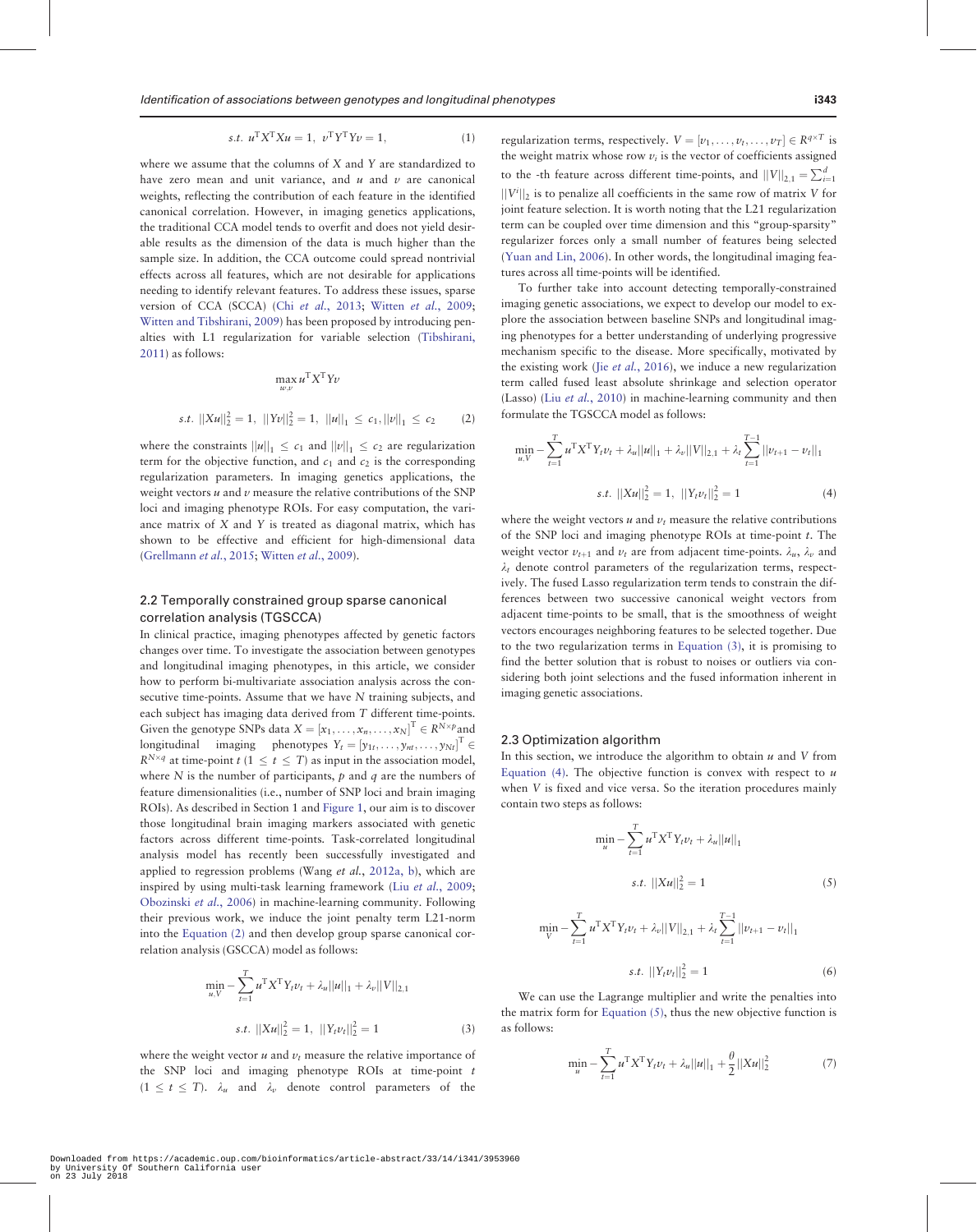$$s.t.\ u^{\mathrm{T}}X^{\mathrm{T}}Xu = 1,\ v^{\mathrm{T}}Y^{\mathrm{T}}Yv = 1, \tag{1}$$

where we assume that the columns of $X$ and $Y$ are standardized to have zero mean and unit variance, and $u$ and $v$ are canonical weights, reflecting the contribution of each feature in the identified canonical correlation. However, in imaging genetics applications, the traditional CCA model tends to overfit and does not yield desirable results as the dimension of the data is much higher than the sample size. In addition, the CCA outcome could spread nontrivial effects across all features, which are not desirable for applications needing to identify relevant features. To address these issues, sparse version of CCA (SCCA) (Chi *et al.*, 2013; Witten *et al.*, 2009; Witten and Tibshirani, 2009) has been proposed by introducing penalties with L1 regularization for variable selection (Tibshirani, 2011) as follows:

$$\max_{w,v} u^{\mathrm{T}}X^{\mathrm{T}}Yv$$

$$s.t.\ ||Xu||_2^2 = 1,\ ||Yv||_2^2 = 1,\ ||u||_1 \leq c_1, ||v||_1 \leq c_2 \tag{2}$$

where the constraints $||u||_1 \leq c_1$ and $||v||_1 \leq c_2$ are regularization term for the objective function, and $c_1$ and $c_2$ is the corresponding regularization parameters. In imaging genetics applications, the weight vectors $u$ and $v$ measure the relative contributions of the SNP loci and imaging phenotype ROIs. For easy computation, the variance matrix of $X$ and $Y$ is treated as diagonal matrix, which has shown to be effective and efficient for high-dimensional data (Grellmann *et al.*, 2015; Witten *et al.*, 2009).

## 2.2 Temporally constrained group sparse canonical correlation analysis (TGSCCA)

In clinical practice, imaging phenotypes affected by genetic factors changes over time. To investigate the association between genotypes and longitudinal imaging phenotypes, in this article, we consider how to perform bi-multivariate association analysis across the consecutive time-points. Assume that we have $N$ training subjects, and each subject has imaging data derived from $T$ different time-points. Given the genotype SNPs data $X = [x_1, \ldots, x_n, \ldots, x_N]^{\mathrm{T}} \in R^{N \times p}$ and longitudinal imaging phenotypes $Y_t = [y_{1t}, \ldots, y_{nt}, \ldots, y_{Nt}]^{\mathrm{T}} \in R^{N \times q}$ at time-point $t$ $(1 \leq t \leq T)$ as input in the association model, where $N$ is the number of participants, $p$ and $q$ are the numbers of feature dimensionalities (i.e., number of SNP loci and brain imaging ROIs). As described in Section 1 and Figure 1, our aim is to discover those longitudinal brain imaging markers associated with genetic factors across different time-points. Task-correlated longitudinal analysis model has recently been successfully investigated and applied to regression problems (Wang *et al.*, 2012a, b), which are inspired by using multi-task learning framework (Liu *et al.*, 2009; Obozinski *et al.*, 2006) in machine-learning community. Following their previous work, we induce the joint penalty term L21-norm into the Equation (2) and then develop group sparse canonical correlation analysis (GSCCA) model as follows:

$$\min_{u,V} -\sum_{t=1}^{T} u^{\mathrm{T}}X^{\mathrm{T}}Y_t v_t + \lambda_u||u||_1 + \lambda_v||V||_{2,1}$$

$$s.t.\ ||Xu||_2^2 = 1,\ ||Y_t v_t||_2^2 = 1 \tag{3}$$

where the weight vector $u$ and $v_t$ measure the relative importance of the SNP loci and imaging phenotype ROIs at time-point $t$ $(1 \leq t \leq T)$. $\lambda_u$ and $\lambda_v$ denote control parameters of the regularization terms, respectively. $V = [v_1, \ldots, v_t, \ldots, v_T] \in R^{q \times T}$ is the weight matrix whose row $v_i$ is the vector of coefficients assigned to the -th feature across different time-points, and $||V||_{2,1} = \sum_{i=1}^{d} ||V^i||_2$ is to penalize all coefficients in the same row of matrix $V$ for joint feature selection. It is worth noting that the L21 regularization term can be coupled over time dimension and this "group-sparsity" regularizer forces only a small number of features being selected (Yuan and Lin, 2006). In other words, the longitudinal imaging features across all time-points will be identified.

To further take into account detecting temporally-constrained imaging genetic associations, we expect to develop our model to explore the association between baseline SNPs and longitudinal imaging phenotypes for a better understanding of underlying progressive mechanism specific to the disease. More specifically, motivated by the existing work (Jie *et al.*, 2016), we induce a new regularization term called fused least absolute shrinkage and selection operator (Lasso) (Liu *et al.*, 2010) in machine-learning community and then formulate the TGSCCA model as follows:

$$\min_{u,V} -\sum_{t=1}^{T} u^{\mathrm{T}}X^{\mathrm{T}}Y_t v_t + \lambda_u||u||_1 + \lambda_v||V||_{2,1} + \lambda_t \sum_{t=1}^{T-1} ||v_{t+1} - v_t||_1$$

$$s.t.\ ||Xu||_2^2 = 1,\ ||Y_t v_t||_2^2 = 1 \tag{4}$$

where the weight vectors $u$ and $v_t$ measure the relative contributions of the SNP loci and imaging phenotype ROIs at time-point $t$. The weight vector $v_{t+1}$ and $v_t$ are from adjacent time-points. $\lambda_u$, $\lambda_v$ and $\lambda_t$ denote control parameters of the regularization terms, respectively. The fused Lasso regularization term tends to constrain the differences between two successive canonical weight vectors from adjacent time-points to be small, that is the smoothness of weight vectors encourages neighboring features to be selected together. Due to the two regularization terms in Equation (3), it is promising to find the better solution that is robust to noises or outliers via considering both joint selections and the fused information inherent in imaging genetic associations.

## 2.3 Optimization algorithm

In this section, we introduce the algorithm to obtain $u$ and $V$ from Equation (4). The objective function is convex with respect to $u$ when $V$ is fixed and vice versa. So the iteration procedures mainly contain two steps as follows:

$$\min_{u} -\sum_{t=1}^{T} u^{\mathrm{T}}X^{\mathrm{T}}Y_t v_t + \lambda_u||u||_1$$

$$s.t.\ ||Xu||_2^2 = 1 \tag{5}$$

$$\min_{V} -\sum_{t=1}^{T} u^{\mathrm{T}}X^{\mathrm{T}}Y_t v_t + \lambda_v||V||_{2,1} + \lambda_t \sum_{t=1}^{T-1} ||v_{t+1} - v_t||_1$$

$$s.t.\ ||Y_t v_t||_2^2 = 1 \tag{6}$$

We can use the Lagrange multiplier and write the penalties into the matrix form for Equation (5), thus the new objective function is as follows:

$$\min_{u} -\sum_{t=1}^{T} u^{\mathrm{T}}X^{\mathrm{T}}Y_t v_t + \lambda_u||u||_1 + \frac{\theta}{2}||Xu||_2^2 \tag{7}$$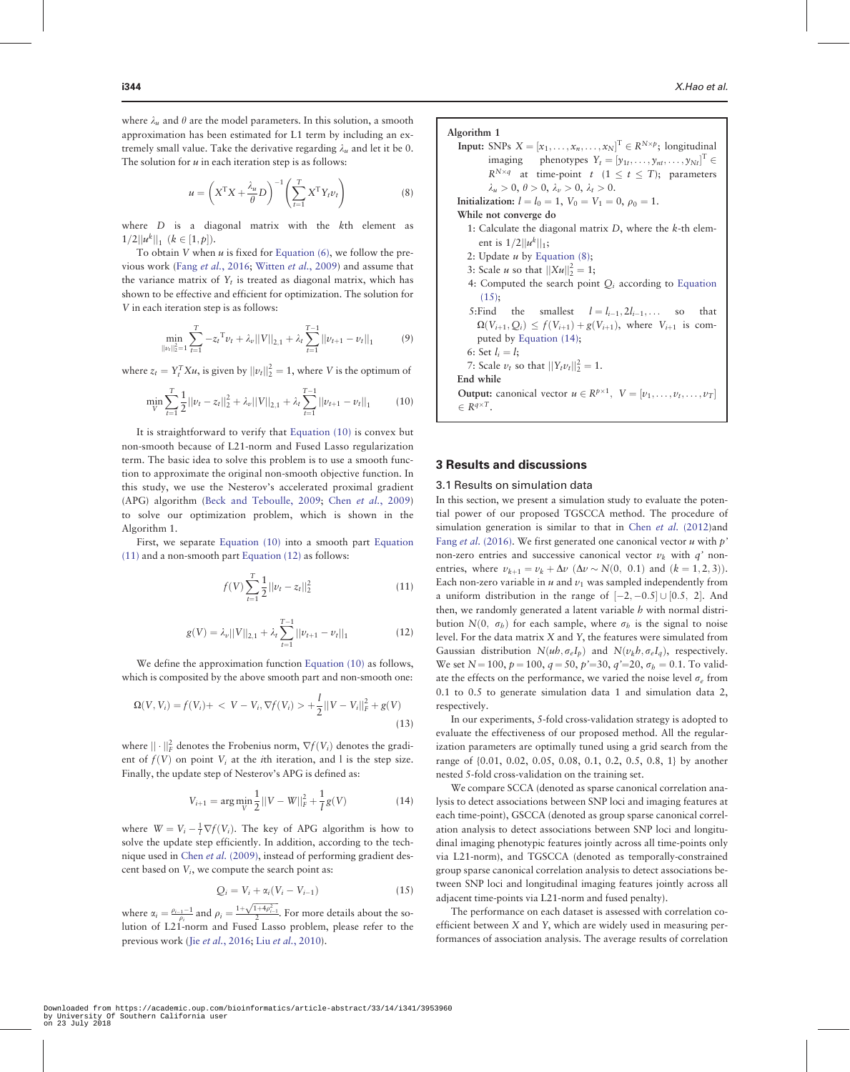where $\lambda_u$ and $\theta$ are the model parameters. In this solution, a smooth approximation has been estimated for L1 term by including an extremely small value. Take the derivative regarding $\lambda_u$ and let it be 0. The solution for $u$ in each iteration step is as follows:

$$u = \left(X^{\mathrm{T}}X + \frac{\lambda_u}{\theta}D\right)^{-1}\left(\sum_{t=1}^{T} X^{\mathrm{T}}Y_t v_t\right) \tag{8}$$

where $D$ is a diagonal matrix with the $k$th element as $1/2||u^k||_1$ $(k \in [1, p])$.

To obtain $V$ when $u$ is fixed for Equation (6), we follow the previous work (Fang *et al.*, 2016; Witten *et al.*, 2009) and assume that the variance matrix of $Y_t$ is treated as diagonal matrix, which has shown to be effective and efficient for optimization. The solution for $V$ in each iteration step is as follows:

$$\min_{||v_t||_2^2=1} \sum_{t=1}^{T} -z_t^{\mathrm{T}} v_t + \lambda_v ||V||_{2,1} + \lambda_t \sum_{t=1}^{T-1} ||v_{t+1} - v_t||_1 \tag{9}$$

where $z_t = Y_t^T X u$, is given by $||v_t||_2^2 = 1$, where $V$ is the optimum of

$$\min_{V} \sum_{t=1}^{T} \frac{1}{2}||v_t - z_t||_2^2 + \lambda_v ||V||_{2,1} + \lambda_t \sum_{t=1}^{T-1} ||v_{t+1} - v_t||_1 \tag{10}$$

It is straightforward to verify that Equation (10) is convex but non-smooth because of L21-norm and Fused Lasso regularization term. The basic idea to solve this problem is to use a smooth function to approximate the original non-smooth objective function. In this study, we use the Nesterov's accelerated proximal gradient (APG) algorithm (Beck and Teboulle, 2009; Chen *et al.*, 2009) to solve our optimization problem, which is shown in the Algorithm 1.

First, we separate Equation (10) into a smooth part Equation (11) and a non-smooth part Equation (12) as follows:

$$f(V) \sum_{t=1}^{T} \frac{1}{2}||v_t - z_t||_2^2 \tag{11}$$

$$g(V) = \lambda_v ||V||_{2,1} + \lambda_t \sum_{t=1}^{T-1} ||v_{t+1} - v_t||_1 \tag{12}$$

We define the approximation function Equation (10) as follows, which is composited by the above smooth part and non-smooth one:

$$\Omega(V, V_i) = f(V_i) + < V - V_i, \nabla f(V_i) > + \frac{l}{2}||V - V_i||_F^2 + g(V) \tag{13}$$

where $||\cdot||_F^2$ denotes the Frobenius norm, $\nabla f(V_i)$ denotes the gradient of $f(V)$ on point $V_i$ at the $i$th iteration, and l is the step size. Finally, the update step of Nesterov's APG is defined as:

$$V_{i+1} = \arg\min_{V} \frac{1}{2}||V - W||_F^2 + \frac{1}{l}g(V) \tag{14}$$

where $W = V_i - \frac{1}{l}\nabla f(V_i)$. The key of APG algorithm is how to solve the update step efficiently. In addition, according to the technique used in Chen *et al.* (2009), instead of performing gradient descent based on $V_i$, we compute the search point as:

$$Q_i = V_i + \alpha_i(V_i - V_{i-1}) \tag{15}$$

where $\alpha_i = \frac{\rho_{i-1}-1}{\rho_i}$ and $\rho_i = \frac{1+\sqrt{1+4\rho_{i-1}^2}}{2}$. For more details about the solution of L21-norm and Fused Lasso problem, please refer to the previous work (Jie *et al.*, 2016; Liu *et al.*, 2010).

**Algorithm 1**

**Input:** SNPs $X = [x_1, \ldots, x_n, \ldots, x_N]^{\mathrm{T}} \in R^{N\times p}$; longitudinal imaging phenotypes $Y_t = [y_{1t}, \ldots, y_{nt}, \ldots, y_{Nt}]^{\mathrm{T}} \in R^{N\times q}$ at time-point $t$ $(1 \le t \le T)$; parameters $\lambda_u > 0$, $\theta > 0$, $\lambda_v > 0$, $\lambda_t > 0$.

**Initialization:** $l = l_0 = 1$, $V_0 = V_1 = 0$, $\rho_0 = 1$.

**While** not converge **do**

1: Calculate the diagonal matrix $D$, where the $k$-th element is $1/2||u^k||_1$;

2: Update $u$ by Equation (8);

3: Scale $u$ so that $||Xu||_2^2 = 1$;

4: Computed the search point $Q_i$ according to Equation (15);

5: Find the smallest $l = l_{i-1}, 2l_{i-1}, \ldots$ so that $\Omega(V_{i+1}, Q_i) \le f(V_{i+1}) + g(V_{i+1})$, where $V_{i+1}$ is computed by Equation (14);

6: Set $l_i = l$;

7: Scale $v_t$ so that $||Y_t v_t||_2^2 = 1$.

**End while**

**Output:** canonical vector $u \in R^{p\times 1}$, $V = [v_1, \ldots, v_t, \ldots, v_T] \in R^{q\times T}$.

## 3 Results and discussions

### 3.1 Results on simulation data

In this section, we present a simulation study to evaluate the potential power of our proposed TGSCCA method. The procedure of simulation generation is similar to that in Chen *et al.* (2012)and Fang *et al.* (2016). We first generated one canonical vector $u$ with $p'$ non-zero entries and successive canonical vector $v_k$ with $q'$ non-entries, where $v_{k+1} = v_k + \Delta v$ ($\Delta v \sim N(0,\ 0.1)$ and $(k = 1, 2, 3)$). Each non-zero variable in $u$ and $v_1$ was sampled independently from a uniform distribution in the range of $[-2, -0.5] \cup [0.5,\ 2]$. And then, we randomly generated a latent variable $h$ with normal distribution $N(0,\ \sigma_h)$ for each sample, where $\sigma_h$ is the signal to noise level. For the data matrix $X$ and $Y$, the features were simulated from Gaussian distribution $N(uh, \sigma_e I_p)$ and $N(v_k h, \sigma_e I_q)$, respectively. We set $N = 100$, $p = 100$, $q = 50$, $p' = 30$, $q' = 20$, $\sigma_h = 0.1$. To validate the effects on the performance, we varied the noise level $\sigma_e$ from 0.1 to 0.5 to generate simulation data 1 and simulation data 2, respectively.

In our experiments, 5-fold cross-validation strategy is adopted to evaluate the effectiveness of our proposed method. All the regularization parameters are optimally tuned using a grid search from the range of {0.01, 0.02, 0.05, 0.08, 0.1, 0.2, 0.5, 0.8, 1} by another nested 5-fold cross-validation on the training set.

We compare SCCA (denoted as sparse canonical correlation analysis to detect associations between SNP loci and imaging features at each time-point), GSCCA (denoted as group sparse canonical correlation analysis to detect associations between SNP loci and longitudinal imaging phenotypic features jointly across all time-points only via L21-norm), and TGSCCA (denoted as temporally-constrained group sparse canonical correlation analysis to detect associations between SNP loci and longitudinal imaging features jointly across all adjacent time-points via L21-norm and fused penalty).

The performance on each dataset is assessed with correlation coefficient between X and Y, which are widely used in measuring performances of association analysis. The average results of correlation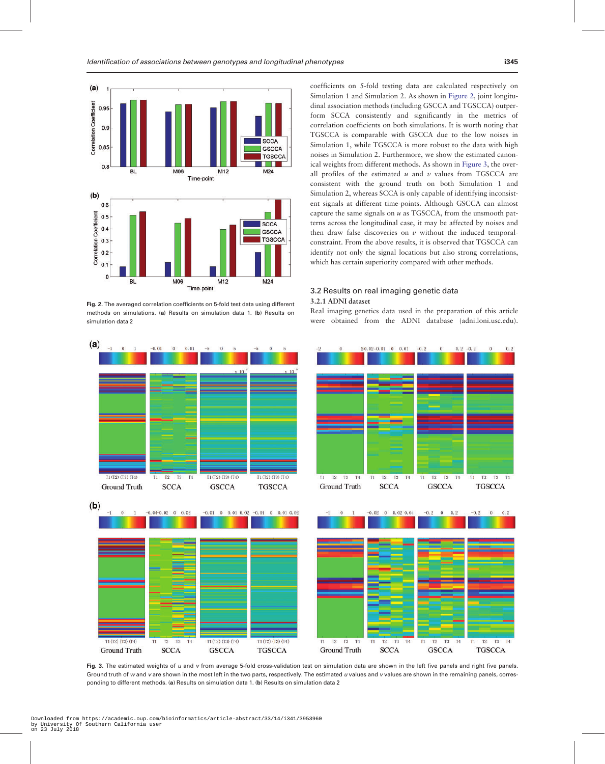coefficients on 5-fold testing data are calculated respectively on Simulation 1 and Simulation 2. As shown in Figure 2, joint longitudinal association methods (including GSCCA and TGSCCA) outperform SCCA consistently and significantly in the metrics of correlation coefficients on both simulations. It is worth noting that TGSCCA is comparable with GSCCA due to the low noises in Simulation 1, while TGSCCA is more robust to the data with high noises in Simulation 2. Furthermore, we show the estimated canonical weights from different methods. As shown in Figure 3, the overall profiles of the estimated $u$ and $v$ values from TGSCCA are consistent with the ground truth on both Simulation 1 and Simulation 2, whereas SCCA is only capable of identifying inconsistent signals at different time-points. Although GSCCA can almost capture the same signals on $u$ as TGSCCA, from the unsmooth patterns across the longitudinal case, it may be affected by noises and then draw false discoveries on $v$ without the induced temporal-constraint. From the above results, it is observed that TGSCCA can identify not only the signal locations but also strong correlations, which has certain superiority compared with other methods.

**Fig. 2.** The averaged correlation coefficients on 5-fold test data using different methods on simulations. (**a**) Results on simulation data 1. (**b**) Results on simulation data 2

## 3.2 Results on real imaging genetic data

### 3.2.1 ADNI dataset

Real imaging genetics data used in the preparation of this article were obtained from the ADNI database (adni.loni.usc.edu).

**Fig. 3.** The estimated weights of $u$ and $v$ from average 5-fold cross-validation test on simulation data are shown in the left five panels and right five panels. Ground truth of $w$ and $v$ are shown in the most left in the two parts, respectively. The estimated $u$ values and $v$ values are shown in the remaining panels, corresponding to different methods. (**a**) Results on simulation data 1. (**b**) Results on simulation data 2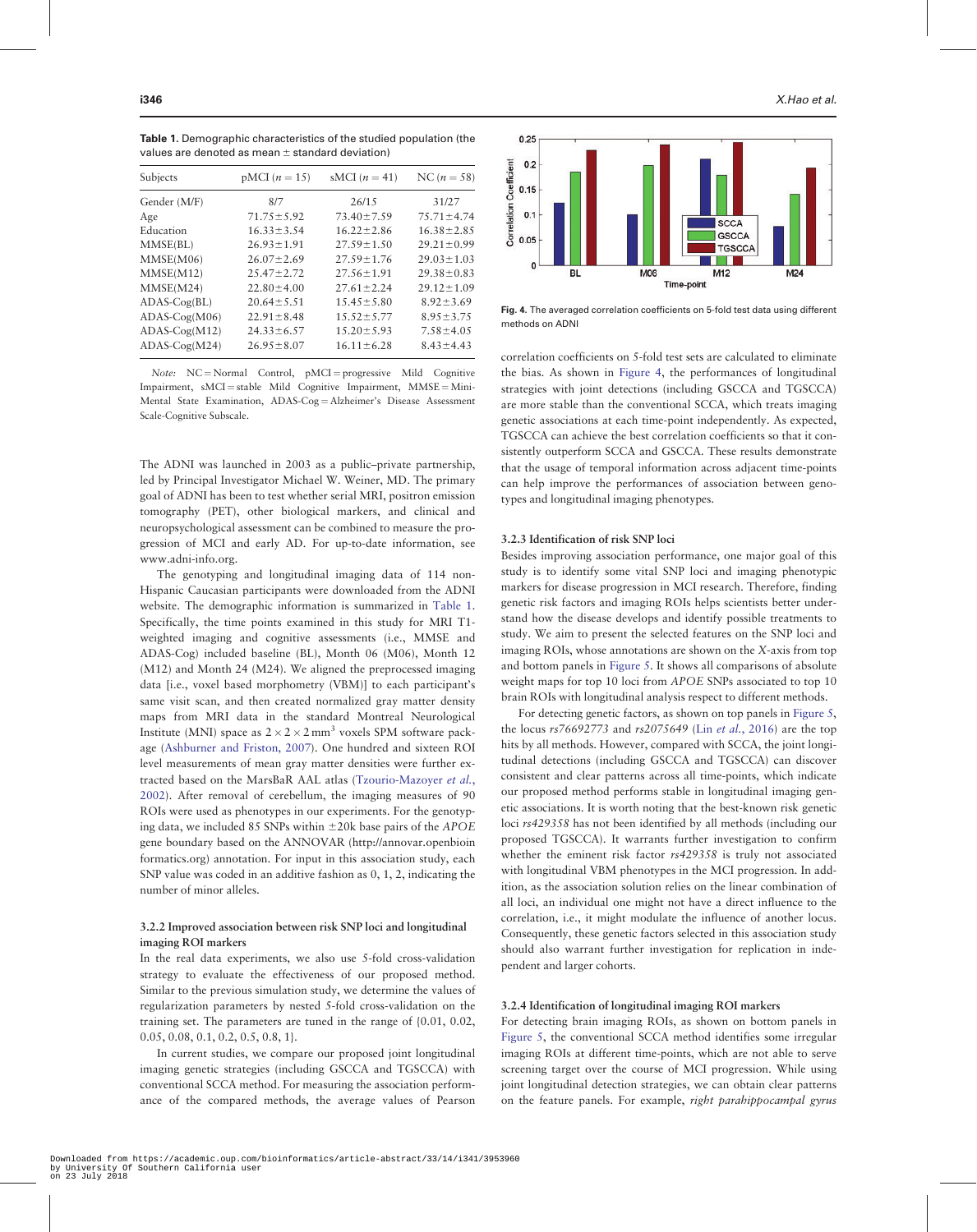**Table 1.** Demographic characteristics of the studied population (the values are denoted as mean ± standard deviation)

| Subjects | pMCI ($n = 15$) | sMCI ($n = 41$) | NC ($n = 58$) |
|---|---|---|---|
| Gender (M/F) | 8/7 | 26/15 | 31/27 |
| Age | 71.75±5.92 | 73.40±7.59 | 75.71±4.74 |
| Education | 16.33±3.54 | 16.22±2.86 | 16.38±2.85 |
| MMSE(BL) | 26.93±1.91 | 27.59±1.50 | 29.21±0.99 |
| MMSE(M06) | 26.07±2.69 | 27.59±1.76 | 29.03±1.03 |
| MMSE(M12) | 25.47±2.72 | 27.56±1.91 | 29.38±0.83 |
| MMSE(M24) | 22.80±4.00 | 27.61±2.24 | 29.12±1.09 |
| ADAS-Cog(BL) | 20.64±5.51 | 15.45±5.80 | 8.92±3.69 |
| ADAS-Cog(M06) | 22.91±8.48 | 15.52±5.77 | 8.95±3.75 |
| ADAS-Cog(M12) | 24.33±6.57 | 15.20±5.93 | 7.58±4.05 |
| ADAS-Cog(M24) | 26.95±8.07 | 16.11±6.28 | 8.43±4.43 |

*Note:* NC = Normal Control, pMCI = progressive Mild Cognitive Impairment, sMCI = stable Mild Cognitive Impairment, MMSE = Mini-Mental State Examination, ADAS-Cog = Alzheimer's Disease Assessment Scale-Cognitive Subscale.

The ADNI was launched in 2003 as a public–private partnership, led by Principal Investigator Michael W. Weiner, MD. The primary goal of ADNI has been to test whether serial MRI, positron emission tomography (PET), other biological markers, and clinical and neuropsychological assessment can be combined to measure the progression of MCI and early AD. For up-to-date information, see www.adni-info.org.

The genotyping and longitudinal imaging data of 114 non-Hispanic Caucasian participants were downloaded from the ADNI website. The demographic information is summarized in Table 1. Specifically, the time points examined in this study for MRI T1-weighted imaging and cognitive assessments (i.e., MMSE and ADAS-Cog) included baseline (BL), Month 06 (M06), Month 12 (M12) and Month 24 (M24). We aligned the preprocessed imaging data [i.e., voxel based morphometry (VBM)] to each participant's same visit scan, and then created normalized gray matter density maps from MRI data in the standard Montreal Neurological Institute (MNI) space as $2 \times 2 \times 2\,\text{mm}^3$ voxels SPM software package (Ashburner and Friston, 2007). One hundred and sixteen ROI level measurements of mean gray matter densities were further extracted based on the MarsBaR AAL atlas (Tzourio-Mazoyer *et al.*, 2002). After removal of cerebellum, the imaging measures of 90 ROIs were used as phenotypes in our experiments. For the genotyping data, we included 85 SNPs within ±20k base pairs of the *APOE* gene boundary based on the ANNOVAR (http://annovar.openbioinformatics.org) annotation. For input in this association study, each SNP value was coded in an additive fashion as 0, 1, 2, indicating the number of minor alleles.

### 3.2.2 Improved association between risk SNP loci and longitudinal imaging ROI markers

In the real data experiments, we also use 5-fold cross-validation strategy to evaluate the effectiveness of our proposed method. Similar to the previous simulation study, we determine the values of regularization parameters by nested 5-fold cross-validation on the training set. The parameters are tuned in the range of {0.01, 0.02, 0.05, 0.08, 0.1, 0.2, 0.5, 0.8, 1}.

In current studies, we compare our proposed joint longitudinal imaging genetic strategies (including GSCCA and TGSCCA) with conventional SCCA method. For measuring the association performance of the compared methods, the average values of Pearson correlation coefficients on 5-fold test sets are calculated to eliminate the bias. As shown in Figure 4, the performances of longitudinal strategies with joint detections (including GSCCA and TGSCCA) are more stable than the conventional SCCA, which treats imaging genetic associations at each time-point independently. As expected, TGSCCA can achieve the best correlation coefficients so that it consistently outperform SCCA and GSCCA. These results demonstrate that the usage of temporal information across adjacent time-points can help improve the performances of association between genotypes and longitudinal imaging phenotypes.

**Fig. 4.** The averaged correlation coefficients on 5-fold test data using different methods on ADNI

### 3.2.3 Identification of risk SNP loci

Besides improving association performance, one major goal of this study is to identify some vital SNP loci and imaging phenotypic markers for disease progression in MCI research. Therefore, finding genetic risk factors and imaging ROIs helps scientists better understand how the disease develops and identify possible treatments to study. We aim to present the selected features on the SNP loci and imaging ROIs, whose annotations are shown on the *X*-axis from top and bottom panels in Figure 5. It shows all comparisons of absolute weight maps for top 10 loci from *APOE* SNPs associated to top 10 brain ROIs with longitudinal analysis respect to different methods.

For detecting genetic factors, as shown on top panels in Figure 5, the locus *rs76692773* and *rs2075649* (Lin *et al.*, 2016) are the top hits by all methods. However, compared with SCCA, the joint longitudinal detections (including GSCCA and TGSCCA) can discover consistent and clear patterns across all time-points, which indicate our proposed method performs stable in longitudinal imaging genetic associations. It is worth noting that the best-known risk genetic loci *rs429358* has not been identified by all methods (including our proposed TGSCCA). It warrants further investigation to confirm whether the eminent risk factor *rs429358* is truly not associated with longitudinal VBM phenotypes in the MCI progression. In addition, as the association solution relies on the linear combination of all loci, an individual one might not have a direct influence to the correlation, i.e., it might modulate the influence of another locus. Consequently, these genetic factors selected in this association study should also warrant further investigation for replication in independent and larger cohorts.

### 3.2.4 Identification of longitudinal imaging ROI markers

For detecting brain imaging ROIs, as shown on bottom panels in Figure 5, the conventional SCCA method identifies some irregular imaging ROIs at different time-points, which are not able to serve screening target over the course of MCI progression. While using joint longitudinal detection strategies, we can obtain clear patterns on the feature panels. For example, *right parahippocampal gyrus*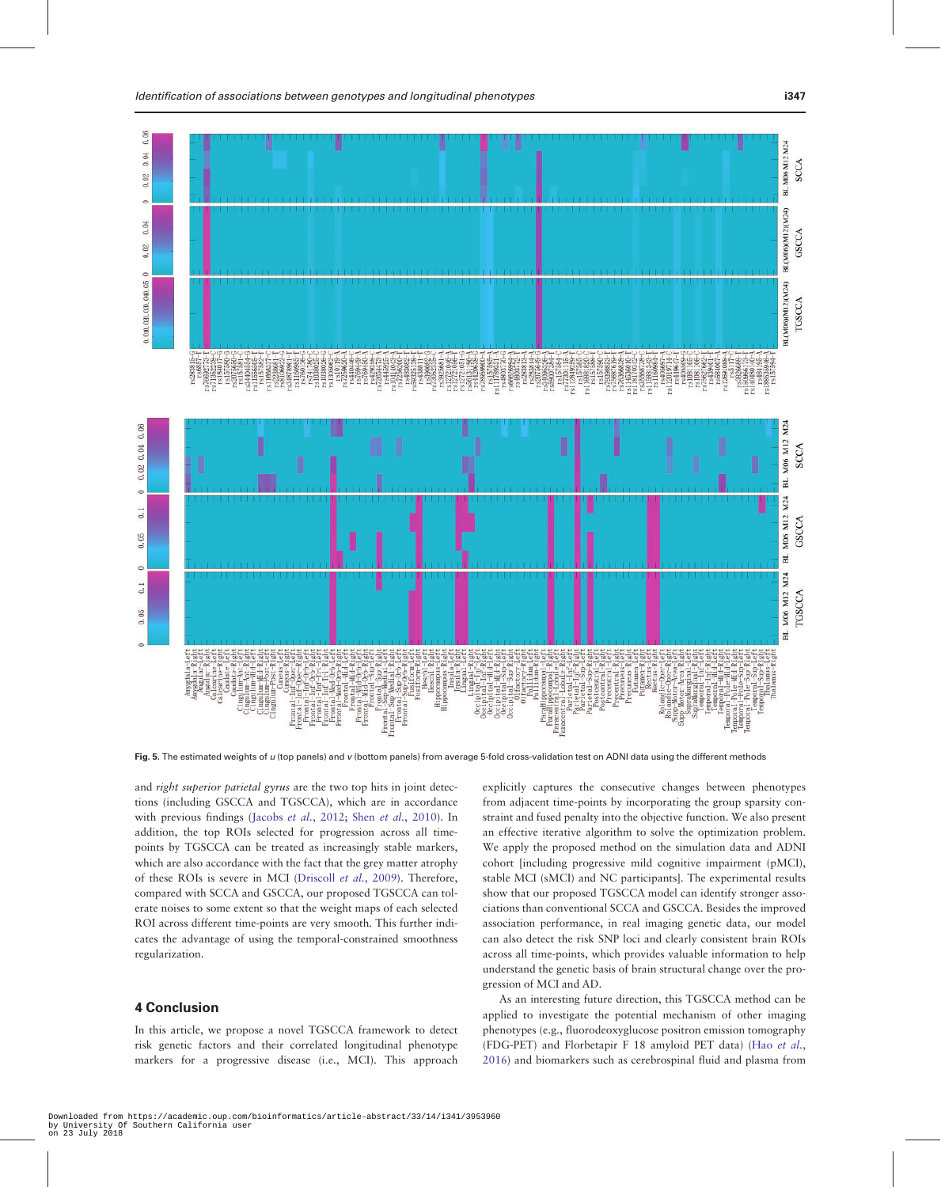Fig. 5. The estimated weights of $u$ (top panels) and $v$ (bottom panels) from average 5-fold cross-validation test on ADNI data using the different methods

and *right superior parietal gyrus* are the two top hits in joint detections (including GSCCA and TGSCCA), which are in accordance with previous findings (Jacobs *et al.*, 2012; Shen *et al.*, 2010). In addition, the top ROIs selected for progression across all time-points by TGSCCA can be treated as increasingly stable markers, which are also accordance with the fact that the grey matter atrophy of these ROIs is severe in MCI (Driscoll *et al.*, 2009). Therefore, compared with SCCA and GSCCA, our proposed TGSCCA can tolerate noises to some extent so that the weight maps of each selected ROI across different time-points are very smooth. This further indicates the advantage of using the temporal-constrained smoothness regularization.

## 4 Conclusion

In this article, we propose a novel TGSCCA framework to detect risk genetic factors and their correlated longitudinal phenotype markers for a progressive disease (i.e., MCI). This approach explicitly captures the consecutive changes between phenotypes from adjacent time-points by incorporating the group sparsity constraint and fused penalty into the objective function. We also present an effective iterative algorithm to solve the optimization problem. We apply the proposed method on the simulation data and ADNI cohort [including progressive mild cognitive impairment (pMCI), stable MCI (sMCI) and NC participants]. The experimental results show that our proposed TGSCCA model can identify stronger associations than conventional SCCA and GSCCA. Besides the improved association performance, in real imaging genetic data, our model can also detect the risk SNP loci and clearly consistent brain ROIs across all time-points, which provides valuable information to help understand the genetic basis of brain structural change over the progression of MCI and AD.

As an interesting future direction, this TGSCCA method can be applied to investigate the potential mechanism of other imaging phenotypes (e.g., fluorodeoxyglucose positron emission tomography (FDG-PET) and Florbetapir F 18 amyloid PET data) (Hao *et al.*, 2016) and biomarkers such as cerebrospinal fluid and plasma from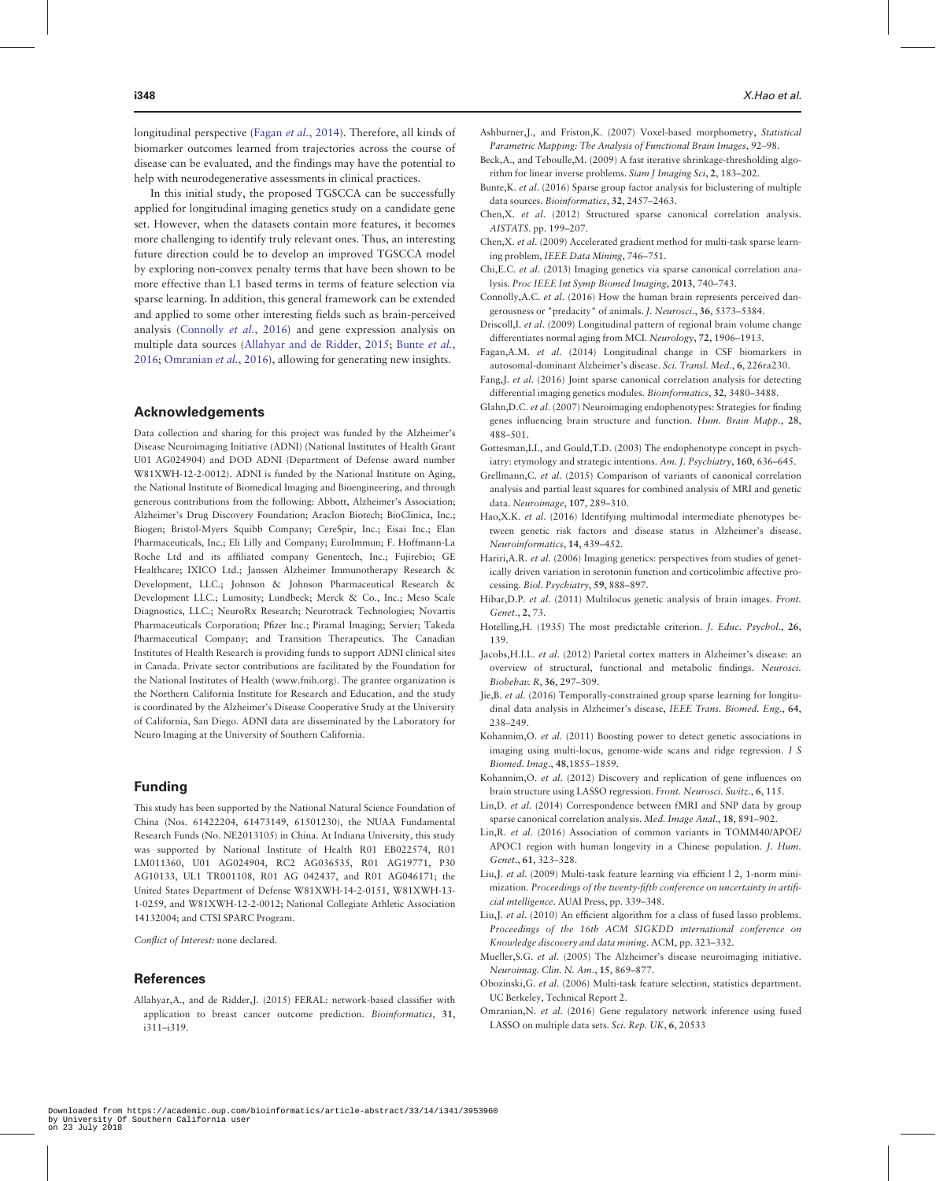longitudinal perspective (Fagan *et al.*, 2014). Therefore, all kinds of biomarker outcomes learned from trajectories across the course of disease can be evaluated, and the findings may have the potential to help with neurodegenerative assessments in clinical practices.

In this initial study, the proposed TGSCCA can be successfully applied for longitudinal imaging genetics study on a candidate gene set. However, when the datasets contain more features, it becomes more challenging to identify truly relevant ones. Thus, an interesting future direction could be to develop an improved TGSCCA model by exploring non-convex penalty terms that have been shown to be more effective than L1 based terms in terms of feature selection via sparse learning. In addition, this general framework can be extended and applied to some other interesting fields such as brain-perceived analysis (Connolly *et al.*, 2016) and gene expression analysis on multiple data sources (Allahyar and de Ridder, 2015; Bunte *et al.*, 2016; Omranian *et al.*, 2016), allowing for generating new insights.

## Acknowledgements

Data collection and sharing for this project was funded by the Alzheimer's Disease Neuroimaging Initiative (ADNI) (National Institutes of Health Grant U01 AG024904) and DOD ADNI (Department of Defense award number W81XWH-12-2-0012). ADNI is funded by the National Institute on Aging, the National Institute of Biomedical Imaging and Bioengineering, and through generous contributions from the following: Abbott, Alzheimer's Association; Alzheimer's Drug Discovery Foundation; Araclon Biotech; BioClinica, Inc.; Biogen; Bristol-Myers Squibb Company; CereSpir, Inc.; Eisai Inc.; Elan Pharmaceuticals, Inc.; Eli Lilly and Company; EuroImmun; F. Hoffmann-La Roche Ltd and its affiliated company Genentech, Inc.; Fujirebio; GE Healthcare; IXICO Ltd.; Janssen Alzheimer Immunotherapy Research & Development, LLC.; Johnson & Johnson Pharmaceutical Research & Development LLC.; Lumosity; Lundbeck; Merck & Co., Inc.; Meso Scale Diagnostics, LLC.; NeuroRx Research; Neurotrack Technologies; Novartis Pharmaceuticals Corporation; Pfizer Inc.; Piramal Imaging; Servier; Takeda Pharmaceutical Company; and Transition Therapeutics. The Canadian Institutes of Health Research is providing funds to support ADNI clinical sites in Canada. Private sector contributions are facilitated by the Foundation for the National Institutes of Health (www.fnih.org). The grantee organization is the Northern California Institute for Research and Education, and the study is coordinated by the Alzheimer's Disease Cooperative Study at the University of California, San Diego. ADNI data are disseminated by the Laboratory for Neuro Imaging at the University of Southern California.

## Funding

This study has been supported by the National Natural Science Foundation of China (Nos. 61422204, 61473149, 61501230), the NUAA Fundamental Research Funds (No. NE2013105) in China. At Indiana University, this study was supported by National Institute of Health R01 EB022574, R01 LM011360, U01 AG024904, RC2 AG036535, R01 AG19771, P30 AG10133, UL1 TR001108, R01 AG 042437, and R01 AG046171; the United States Department of Defense W81XWH-14-2-0151, W81XWH-13-1-0259, and W81XWH-12-2-0012; National Collegiate Athletic Association 14132004; and CTSI SPARC Program.

*Conflict of Interest:* none declared.

## References

Allahyar,A., and de Ridder,J. (2015) FERAL: network-based classifier with application to breast cancer outcome prediction. *Bioinformatics*, **31**, i311–i319.

Ashburner,J., and Friston,K. (2007) Voxel-based morphometry, *Statistical Parametric Mapping: The Analysis of Functional Brain Images*, 92–98.

Beck,A., and Teboulle,M. (2009) A fast iterative shrinkage-thresholding algorithm for linear inverse problems. *Siam J Imaging Sci*, **2**, 183–202.

Bunte,K. *et al.* (2016) Sparse group factor analysis for biclustering of multiple data sources. *Bioinformatics*, **32**, 2457–2463.

Chen,X. *et al.* (2012) Structured sparse canonical correlation analysis. *AISTATS*. pp. 199–207.

Chen,X. *et al.* (2009) Accelerated gradient method for multi-task sparse learning problem, *IEEE Data Mining*, 746–751.

Chi,E.C. *et al.* (2013) Imaging genetics via sparse canonical correlation analysis. *Proc IEEE Int Symp Biomed Imaging*, **2013**, 740–743.

Connolly,A.C. *et al.* (2016) How the human brain represents perceived dangerousness or "predacity" of animals. *J. Neurosci.*, **36**, 5373–5384.

Driscoll,I. *et al.* (2009) Longitudinal pattern of regional brain volume change differentiates normal aging from MCI. *Neurology*, **72**, 1906–1913.

Fagan,A.M. *et al.* (2014) Longitudinal change in CSF biomarkers in autosomal-dominant Alzheimer's disease. *Sci. Transl. Med.*, **6**, 226ra230.

Fang,J. *et al.* (2016) Joint sparse canonical correlation analysis for detecting differential imaging genetics modules. *Bioinformatics*, **32**, 3480–3488.

Glahn,D.C. *et al.* (2007) Neuroimaging endophenotypes: Strategies for finding genes influencing brain structure and function. *Hum. Brain Mapp.*, **28**, 488–501.

Gottesman,I.I., and Gould,T.D. (2003) The endophenotype concept in psychiatry: etymology and strategic intentions. *Am. J. Psychiatry*, **160**, 636–645.

Grellmann,C. *et al.* (2015) Comparison of variants of canonical correlation analysis and partial least squares for combined analysis of MRI and genetic data. *Neuroimage*, **107**, 289–310.

Hao,X.K. *et al.* (2016) Identifying multimodal intermediate phenotypes between genetic risk factors and disease status in Alzheimer's disease. *Neuroinformatics*, **14**, 439–452.

Hariri,A.R. *et al.* (2006) Imaging genetics: perspectives from studies of genetically driven variation in serotonin function and corticolimbic affective processing. *Biol. Psychiatry*, **59**, 888–897.

Hibar,D.P. *et al.* (2011) Multilocus genetic analysis of brain images. *Front. Genet.*, **2**, 73.

Hotelling,H. (1935) The most predictable criterion. *J. Educ. Psychol.*, **26**, 139.

Jacobs,H.I.L. *et al.* (2012) Parietal cortex matters in Alzheimer's disease: an overview of structural, functional and metabolic findings. *Neurosci. Biobehav. R*, **36**, 297–309.

Jie,B. *et al.* (2016) Temporally-constrained group sparse learning for longitudinal data analysis in Alzheimer's disease, *IEEE Trans. Biomed. Eng.*, **64**, 238–249.

Kohannim,O. *et al.* (2011) Boosting power to detect genetic associations in imaging using multi-locus, genome-wide scans and ridge regression. *I S Biomed. Imag.*, **48**,1855–1859.

Kohannim,O. *et al.* (2012) Discovery and replication of gene influences on brain structure using LASSO regression. *Front. Neurosci. Switz.*, **6**, 115.

Lin,D. *et al.* (2014) Correspondence between fMRI and SNP data by group sparse canonical correlation analysis. *Med. Image Anal.*, **18**, 891–902.

Lin,R. *et al.* (2016) Association of common variants in TOMM40/APOE/APOC1 region with human longevity in a Chinese population. *J. Hum. Genet.*, **61**, 323–328.

Liu,J. *et al.* (2009) Multi-task feature learning via efficient l 2, 1-norm minimization. *Proceedings of the twenty-fifth conference on uncertainty in artificial intelligence*. AUAI Press, pp. 339–348.

Liu,J. *et al.* (2010) An efficient algorithm for a class of fused lasso problems. *Proceedings of the 16th ACM SIGKDD international conference on Knowledge discovery and data mining*. ACM, pp. 323–332.

Mueller,S.G. *et al.* (2005) The Alzheimer's disease neuroimaging initiative. *Neuroimag. Clin. N. Am.*, **15**, 869–877.

Obozinski,G. *et al.* (2006) Multi-task feature selection, statistics department. UC Berkeley, Technical Report 2.

Omranian,N. *et al.* (2016) Gene regulatory network inference using fused LASSO on multiple data sets. *Sci. Rep. UK*, **6**, 20533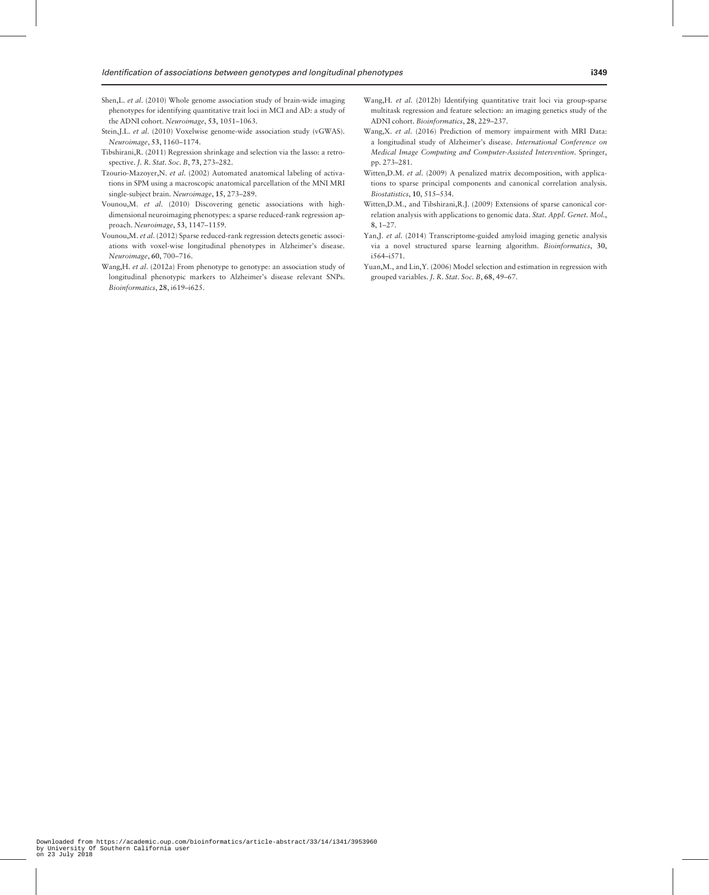Shen,L. *et al*. (2010) Whole genome association study of brain-wide imaging phenotypes for identifying quantitative trait loci in MCI and AD: a study of the ADNI cohort. *Neuroimage*, **53**, 1051–1063.

Stein,J.L. *et al*. (2010) Voxelwise genome-wide association study (vGWAS). *Neuroimage*, **53**, 1160–1174.

Tibshirani,R. (2011) Regression shrinkage and selection via the lasso: a retrospective. *J. R. Stat. Soc. B*, **73**, 273–282.

Tzourio-Mazoyer,N. *et al*. (2002) Automated anatomical labeling of activations in SPM using a macroscopic anatomical parcellation of the MNI MRI single-subject brain. *Neuroimage*, **15**, 273–289.

Vounou,M. *et al*. (2010) Discovering genetic associations with high-dimensional neuroimaging phenotypes: a sparse reduced-rank regression approach. *Neuroimage*, **53**, 1147–1159.

Vounou,M. *et al*. (2012) Sparse reduced-rank regression detects genetic associations with voxel-wise longitudinal phenotypes in Alzheimer's disease. *Neuroimage*, **60**, 700–716.

Wang,H. *et al*. (2012a) From phenotype to genotype: an association study of longitudinal phenotypic markers to Alzheimer's disease relevant SNPs. *Bioinformatics*, **28**, i619–i625.

Wang,H. *et al*. (2012b) Identifying quantitative trait loci via group-sparse multitask regression and feature selection: an imaging genetics study of the ADNI cohort. *Bioinformatics*, **28**, 229–237.

Wang,X. *et al*. (2016) Prediction of memory impairment with MRI Data: a longitudinal study of Alzheimer's disease. *International Conference on Medical Image Computing and Computer-Assisted Intervention*. Springer, pp. 273–281.

Witten,D.M. *et al*. (2009) A penalized matrix decomposition, with applications to sparse principal components and canonical correlation analysis. *Biostatistics*, **10**, 515–534.

Witten,D.M., and Tibshirani,R.J. (2009) Extensions of sparse canonical correlation analysis with applications to genomic data. *Stat. Appl. Genet. Mol.*, **8**, 1–27.

Yan,J. *et al*. (2014) Transcriptome-guided amyloid imaging genetic analysis via a novel structured sparse learning algorithm. *Bioinformatics*, **30**, i564–i571.

Yuan,M., and Lin,Y. (2006) Model selection and estimation in regression with grouped variables. *J. R. Stat. Soc. B*, **68**, 49–67.